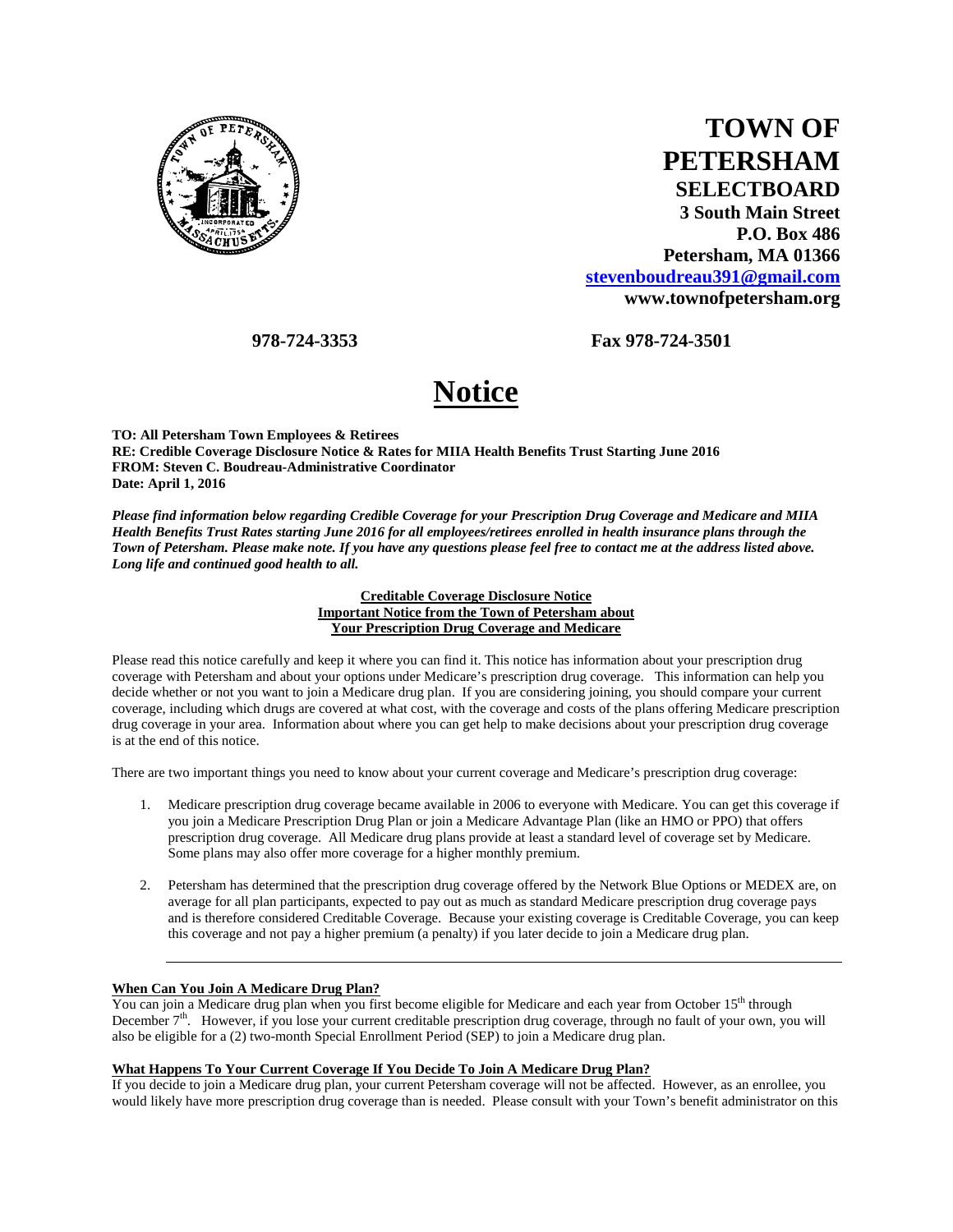# TOWN OF PETERSHAM

**SELECTBOARD**
**3 South Main Street**
**P.O. Box 486**
**Petersham, MA 01366**
**stevenboudreau391@gmail.com**
**www.townofpetersham.org**

**978-724-3353** **Fax 978-724-3501**

# Notice

**TO: All Petersham Town Employees & Retirees**
**RE: Credible Coverage Disclosure Notice & Rates for MIIA Health Benefits Trust Starting June 2016**
**FROM: Steven C. Boudreau-Administrative Coordinator**
**Date: April 1, 2016**

***Please find information below regarding Credible Coverage for your Prescription Drug Coverage and Medicare and MIIA Health Benefits Trust Rates starting June 2016 for all employees/retirees enrolled in health insurance plans through the Town of Petersham. Please make note. If you have any questions please feel free to contact me at the address listed above. Long life and continued good health to all.***

## Creditable Coverage Disclosure Notice
## Important Notice from the Town of Petersham about Your Prescription Drug Coverage and Medicare

Please read this notice carefully and keep it where you can find it. This notice has information about your prescription drug coverage with Petersham and about your options under Medicare's prescription drug coverage. This information can help you decide whether or not you want to join a Medicare drug plan. If you are considering joining, you should compare your current coverage, including which drugs are covered at what cost, with the coverage and costs of the plans offering Medicare prescription drug coverage in your area. Information about where you can get help to make decisions about your prescription drug coverage is at the end of this notice.

There are two important things you need to know about your current coverage and Medicare's prescription drug coverage:

1. Medicare prescription drug coverage became available in 2006 to everyone with Medicare. You can get this coverage if you join a Medicare Prescription Drug Plan or join a Medicare Advantage Plan (like an HMO or PPO) that offers prescription drug coverage. All Medicare drug plans provide at least a standard level of coverage set by Medicare. Some plans may also offer more coverage for a higher monthly premium.

2. Petersham has determined that the prescription drug coverage offered by the Network Blue Options or MEDEX are, on average for all plan participants, expected to pay out as much as standard Medicare prescription drug coverage pays and is therefore considered Creditable Coverage. Because your existing coverage is Creditable Coverage, you can keep this coverage and not pay a higher premium (a penalty) if you later decide to join a Medicare drug plan.

---

### When Can You Join A Medicare Drug Plan?

You can join a Medicare drug plan when you first become eligible for Medicare and each year from October 15th through December 7th. However, if you lose your current creditable prescription drug coverage, through no fault of your own, you will also be eligible for a (2) two-month Special Enrollment Period (SEP) to join a Medicare drug plan.

### What Happens To Your Current Coverage If You Decide To Join A Medicare Drug Plan?

If you decide to join a Medicare drug plan, your current Petersham coverage will not be affected. However, as an enrollee, you would likely have more prescription drug coverage than is needed. Please consult with your Town's benefit administrator on this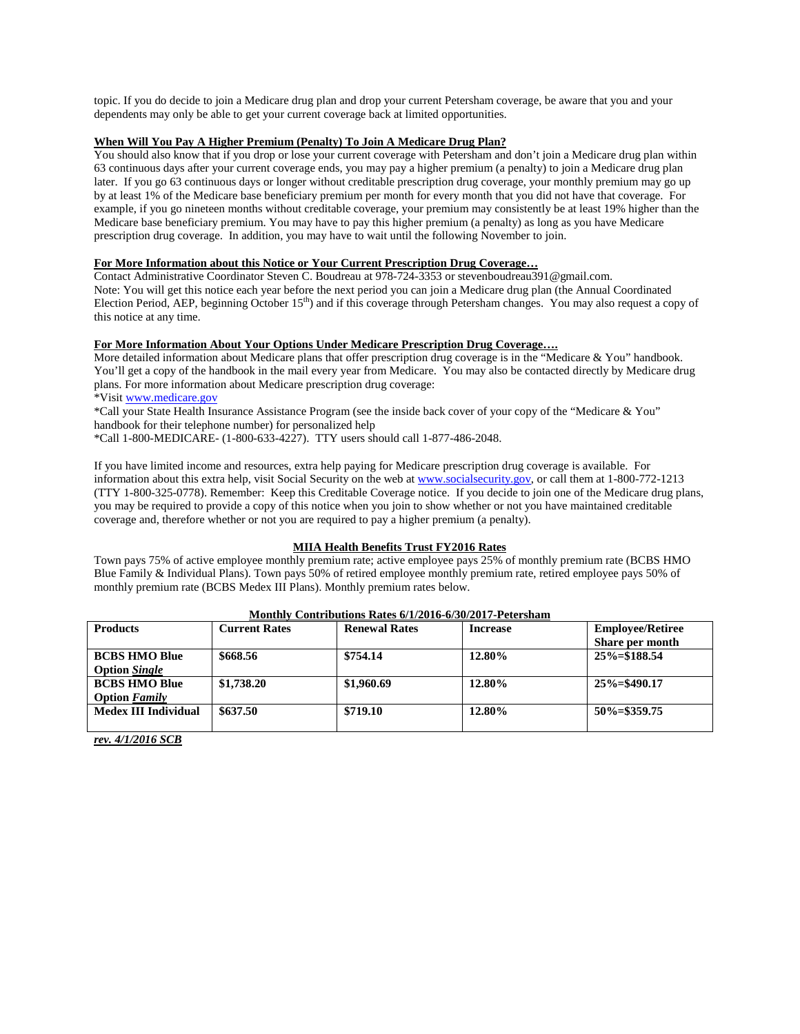topic. If you do decide to join a Medicare drug plan and drop your current Petersham coverage, be aware that you and your dependents may only be able to get your current coverage back at limited opportunities.

**When Will You Pay A Higher Premium (Penalty) To Join A Medicare Drug Plan?**

You should also know that if you drop or lose your current coverage with Petersham and don't join a Medicare drug plan within 63 continuous days after your current coverage ends, you may pay a higher premium (a penalty) to join a Medicare drug plan later. If you go 63 continuous days or longer without creditable prescription drug coverage, your monthly premium may go up by at least 1% of the Medicare base beneficiary premium per month for every month that you did not have that coverage. For example, if you go nineteen months without creditable coverage, your premium may consistently be at least 19% higher than the Medicare base beneficiary premium. You may have to pay this higher premium (a penalty) as long as you have Medicare prescription drug coverage. In addition, you may have to wait until the following November to join.

**For More Information about this Notice or Your Current Prescription Drug Coverage…**

Contact Administrative Coordinator Steven C. Boudreau at 978-724-3353 or stevenboudreau391@gmail.com.
Note: You will get this notice each year before the next period you can join a Medicare drug plan (the Annual Coordinated Election Period, AEP, beginning October 15th) and if this coverage through Petersham changes. You may also request a copy of this notice at any time.

**For More Information About Your Options Under Medicare Prescription Drug Coverage….**

More detailed information about Medicare plans that offer prescription drug coverage is in the "Medicare & You" handbook. You'll get a copy of the handbook in the mail every year from Medicare. You may also be contacted directly by Medicare drug plans. For more information about Medicare prescription drug coverage:

*Visit www.medicare.gov

*Call your State Health Insurance Assistance Program (see the inside back cover of your copy of the "Medicare & You" handbook for their telephone number) for personalized help

*Call 1-800-MEDICARE- (1-800-633-4227). TTY users should call 1-877-486-2048.

If you have limited income and resources, extra help paying for Medicare prescription drug coverage is available. For information about this extra help, visit Social Security on the web at www.socialsecurity.gov, or call them at 1-800-772-1213 (TTY 1-800-325-0778). Remember: Keep this Creditable Coverage notice. If you decide to join one of the Medicare drug plans, you may be required to provide a copy of this notice when you join to show whether or not you have maintained creditable coverage and, therefore whether or not you are required to pay a higher premium (a penalty).

**MIIA Health Benefits Trust FY2016 Rates**

Town pays 75% of active employee monthly premium rate; active employee pays 25% of monthly premium rate (BCBS HMO Blue Family & Individual Plans). Town pays 50% of retired employee monthly premium rate, retired employee pays 50% of monthly premium rate (BCBS Medex III Plans). Monthly premium rates below.

**Monthly Contributions Rates 6/1/2016-6/30/2017-Petersham**

| Products | Current Rates | Renewal Rates | Increase | Employee/Retiree Share per month |
|---|---|---|---|---|
| **BCBS HMO Blue Option *Single*** | **$668.56** | **$754.14** | **12.80%** | **25%=$188.54** |
| **BCBS HMO Blue Option *Family*** | **$1,738.20** | **$1,960.69** | **12.80%** | **25%=$490.17** |
| **Medex III Individual** | **$637.50** | **$719.10** | **12.80%** | **50%=$359.75** |

***rev. 4/1/2016 SCB***